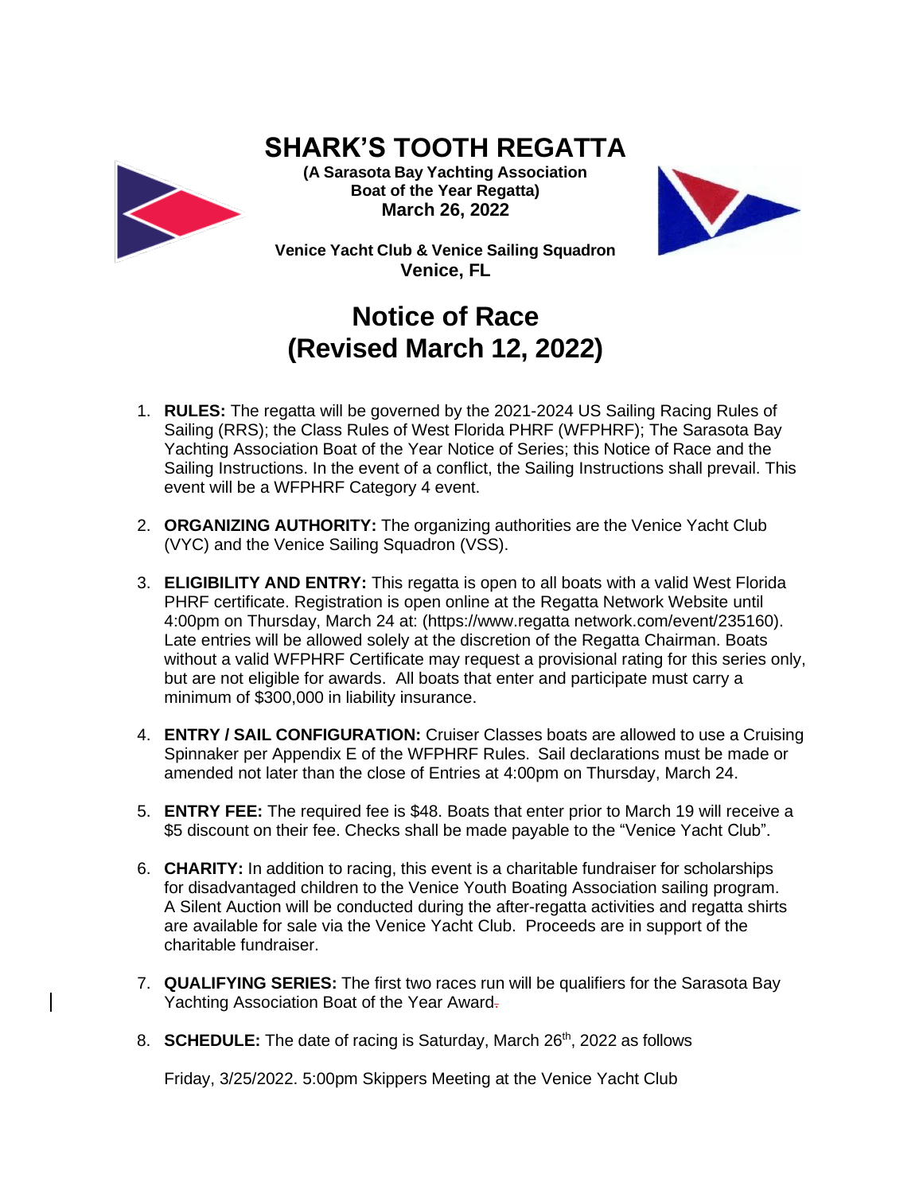# SHARK'S TOOTH REGATTA

**(A Sarasota Bay Yachting Association Boat of the Year Regatta)**
**March 26, 2022**

**Venice Yacht Club & Venice Sailing Squadron**
**Venice, FL**

## Notice of Race
## (Revised March 12, 2022)

1. **RULES:** The regatta will be governed by the 2021-2024 US Sailing Racing Rules of Sailing (RRS); the Class Rules of West Florida PHRF (WFPHRF); The Sarasota Bay Yachting Association Boat of the Year Notice of Series; this Notice of Race and the Sailing Instructions. In the event of a conflict, the Sailing Instructions shall prevail. This event will be a WFPHRF Category 4 event.

2. **ORGANIZING AUTHORITY:** The organizing authorities are the Venice Yacht Club (VYC) and the Venice Sailing Squadron (VSS).

3. **ELIGIBILITY AND ENTRY:** This regatta is open to all boats with a valid West Florida PHRF certificate. Registration is open online at the Regatta Network Website until 4:00pm on Thursday, March 24 at: (https://www.regatta network.com/event/235160). Late entries will be allowed solely at the discretion of the Regatta Chairman. Boats without a valid WFPHRF Certificate may request a provisional rating for this series only, but are not eligible for awards. All boats that enter and participate must carry a minimum of $300,000 in liability insurance.

4. **ENTRY / SAIL CONFIGURATION:** Cruiser Classes boats are allowed to use a Cruising Spinnaker per Appendix E of the WFPHRF Rules. Sail declarations must be made or amended not later than the close of Entries at 4:00pm on Thursday, March 24.

5. **ENTRY FEE:** The required fee is $48. Boats that enter prior to March 19 will receive a $5 discount on their fee. Checks shall be made payable to the "Venice Yacht Club".

6. **CHARITY:** In addition to racing, this event is a charitable fundraiser for scholarships for disadvantaged children to the Venice Youth Boating Association sailing program. A Silent Auction will be conducted during the after-regatta activities and regatta shirts are available for sale via the Venice Yacht Club. Proceeds are in support of the charitable fundraiser.

7. **QUALIFYING SERIES:** The first two races run will be qualifiers for the Sarasota Bay Yachting Association Boat of the Year Award.

8. **SCHEDULE:** The date of racing is Saturday, March 26th, 2022 as follows

   Friday, 3/25/2022. 5:00pm Skippers Meeting at the Venice Yacht Club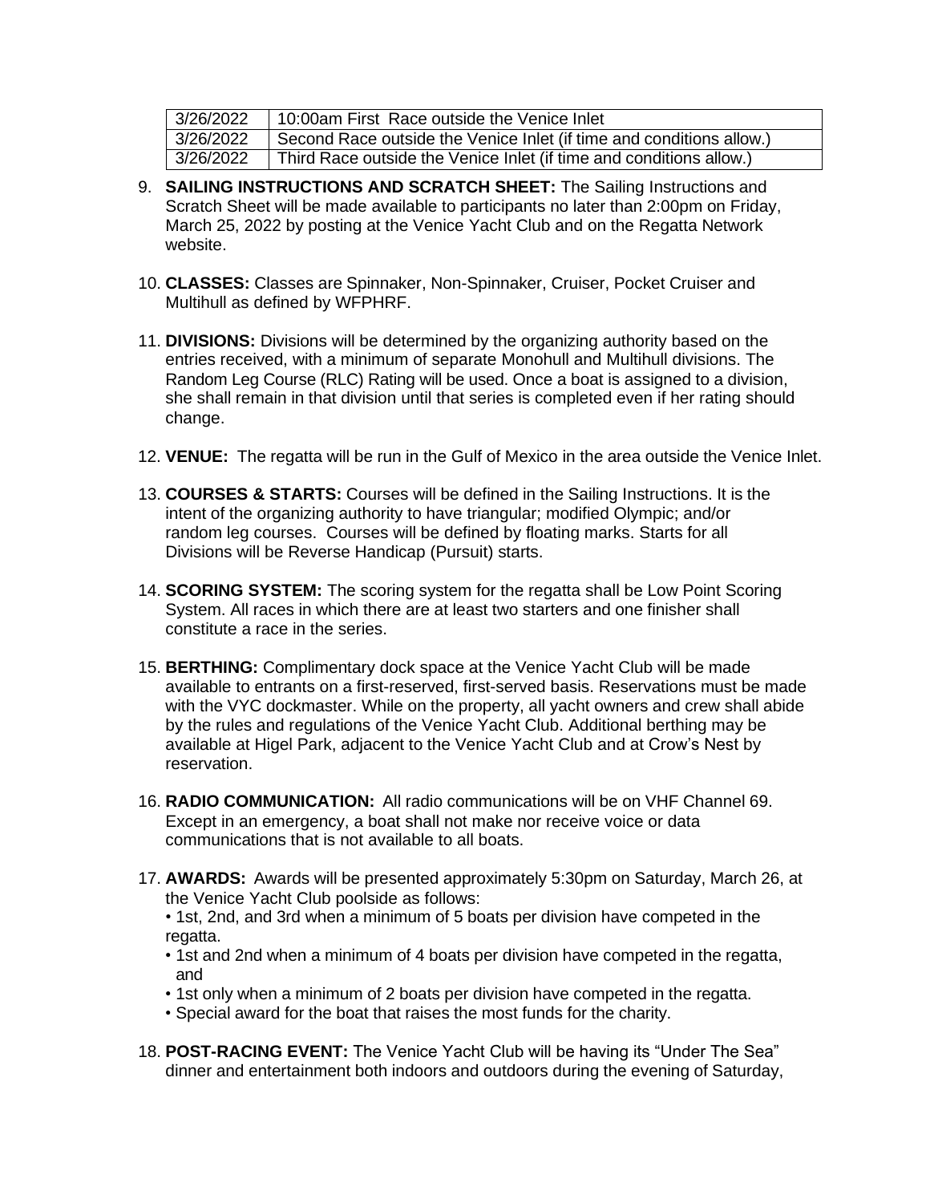| | |
|---|---|
| 3/26/2022 | 10:00am First Race outside the Venice Inlet |
| 3/26/2022 | Second Race outside the Venice Inlet (if time and conditions allow.) |
| 3/26/2022 | Third Race outside the Venice Inlet (if time and conditions allow.) |

9. **SAILING INSTRUCTIONS AND SCRATCH SHEET:** The Sailing Instructions and Scratch Sheet will be made available to participants no later than 2:00pm on Friday, March 25, 2022 by posting at the Venice Yacht Club and on the Regatta Network website.

10. **CLASSES:** Classes are Spinnaker, Non-Spinnaker, Cruiser, Pocket Cruiser and Multihull as defined by WFPHRF.

11. **DIVISIONS:** Divisions will be determined by the organizing authority based on the entries received, with a minimum of separate Monohull and Multihull divisions. The Random Leg Course (RLC) Rating will be used. Once a boat is assigned to a division, she shall remain in that division until that series is completed even if her rating should change.

12. **VENUE:** The regatta will be run in the Gulf of Mexico in the area outside the Venice Inlet.

13. **COURSES & STARTS:** Courses will be defined in the Sailing Instructions. It is the intent of the organizing authority to have triangular; modified Olympic; and/or random leg courses. Courses will be defined by floating marks. Starts for all Divisions will be Reverse Handicap (Pursuit) starts.

14. **SCORING SYSTEM:** The scoring system for the regatta shall be Low Point Scoring System. All races in which there are at least two starters and one finisher shall constitute a race in the series.

15. **BERTHING:** Complimentary dock space at the Venice Yacht Club will be made available to entrants on a first-reserved, first-served basis. Reservations must be made with the VYC dockmaster. While on the property, all yacht owners and crew shall abide by the rules and regulations of the Venice Yacht Club. Additional berthing may be available at Higel Park, adjacent to the Venice Yacht Club and at Crow's Nest by reservation.

16. **RADIO COMMUNICATION:** All radio communications will be on VHF Channel 69. Except in an emergency, a boat shall not make nor receive voice or data communications that is not available to all boats.

17. **AWARDS:** Awards will be presented approximately 5:30pm on Saturday, March 26, at the Venice Yacht Club poolside as follows:
    - 1st, 2nd, and 3rd when a minimum of 5 boats per division have competed in the regatta.
    - 1st and 2nd when a minimum of 4 boats per division have competed in the regatta, and
    - 1st only when a minimum of 2 boats per division have competed in the regatta.
    - Special award for the boat that raises the most funds for the charity.

18. **POST-RACING EVENT:** The Venice Yacht Club will be having its "Under The Sea" dinner and entertainment both indoors and outdoors during the evening of Saturday,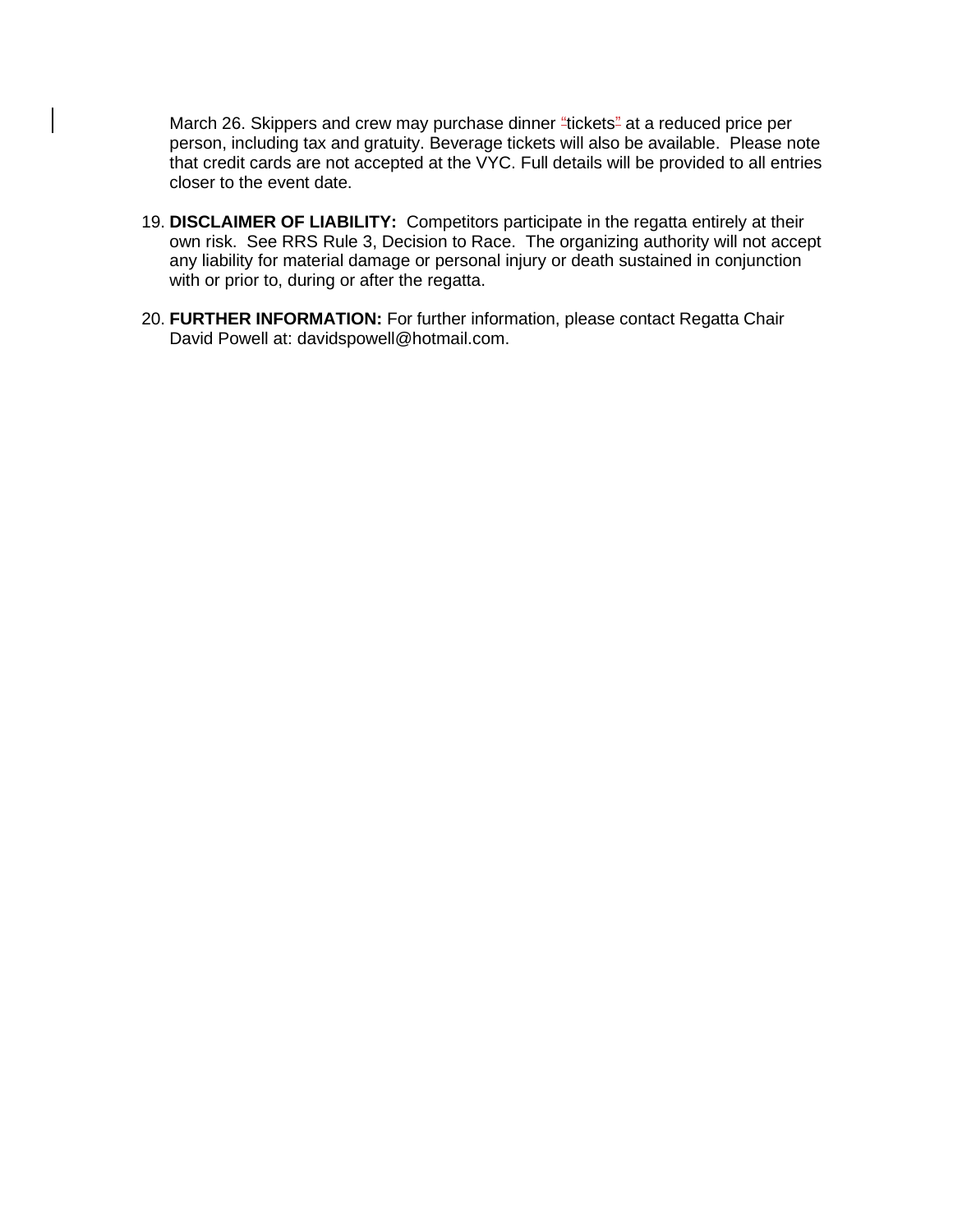March 26. Skippers and crew may purchase dinner "tickets" at a reduced price per person, including tax and gratuity. Beverage tickets will also be available. Please note that credit cards are not accepted at the VYC. Full details will be provided to all entries closer to the event date.

19. **DISCLAIMER OF LIABILITY:** Competitors participate in the regatta entirely at their own risk. See RRS Rule 3, Decision to Race. The organizing authority will not accept any liability for material damage or personal injury or death sustained in conjunction with or prior to, during or after the regatta.

20. **FURTHER INFORMATION:** For further information, please contact Regatta Chair David Powell at: davidspowell@hotmail.com.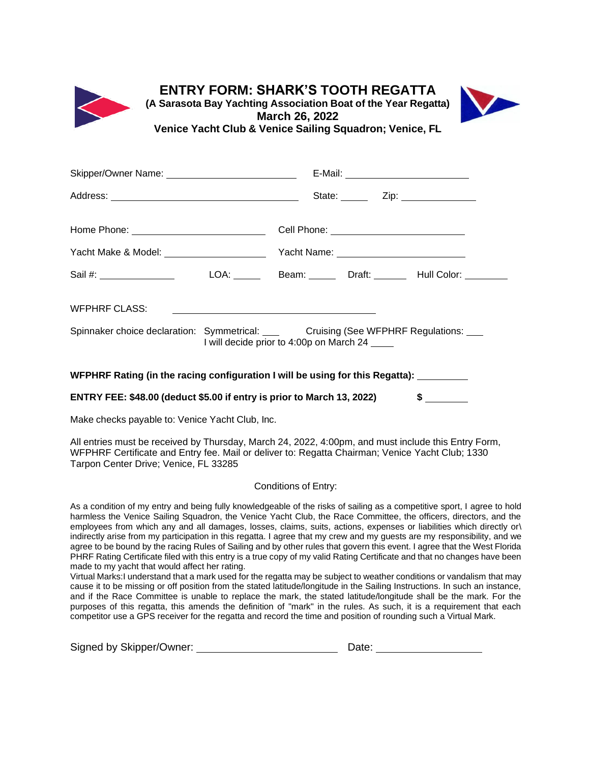# ENTRY FORM: SHARK'S TOOTH REGATTA

**(A Sarasota Bay Yachting Association Boat of the Year Regatta)**
**March 26, 2022**
**Venice Yacht Club & Venice Sailing Squadron; Venice, FL**

Skipper/Owner Name: ________________________ E-Mail: ______________________

Address: __________________________________ State: _____ Zip: _____________

Home Phone: ________________________ Cell Phone: ________________________

Yacht Make & Model: __________________ Yacht Name: _______________________

Sail #: _____________ LOA: _____ Beam: _____ Draft: ______ Hull Color: ________

WFPHRF CLASS: ______________________________________

Spinnaker choice declaration: Symmetrical: ___ Cruising (See WFPHRF Regulations: ___
I will decide prior to 4:00p on March 24 ____

**WFPHRF Rating (in the racing configuration I will be using for this Regatta):** _________

**ENTRY FEE: $48.00 (deduct $5.00 if entry is prior to March 13, 2022)** **$** ________

Make checks payable to: Venice Yacht Club, Inc.

All entries must be received by Thursday, March 24, 2022, 4:00pm, and must include this Entry Form, WFPHRF Certificate and Entry fee. Mail or deliver to: Regatta Chairman; Venice Yacht Club; 1330 Tarpon Center Drive; Venice, FL 33285

Conditions of Entry:

As a condition of my entry and being fully knowledgeable of the risks of sailing as a competitive sport, I agree to hold harmless the Venice Sailing Squadron, the Venice Yacht Club, the Race Committee, the officers, directors, and the employees from which any and all damages, losses, claims, suits, actions, expenses or liabilities which directly or\ indirectly arise from my participation in this regatta. I agree that my crew and my guests are my responsibility, and we agree to be bound by the racing Rules of Sailing and by other rules that govern this event. I agree that the West Florida PHRF Rating Certificate filed with this entry is a true copy of my valid Rating Certificate and that no changes have been made to my yacht that would affect her rating.

Virtual Marks:I understand that a mark used for the regatta may be subject to weather conditions or vandalism that may cause it to be missing or off position from the stated latitude/longitude in the Sailing Instructions. In such an instance, and if the Race Committee is unable to replace the mark, the stated latitude/longitude shall be the mark. For the purposes of this regatta, this amends the definition of "mark" in the rules. As such, it is a requirement that each competitor use a GPS receiver for the regatta and record the time and position of rounding such a Virtual Mark.

Signed by Skipper/Owner: ________________________ Date: __________________